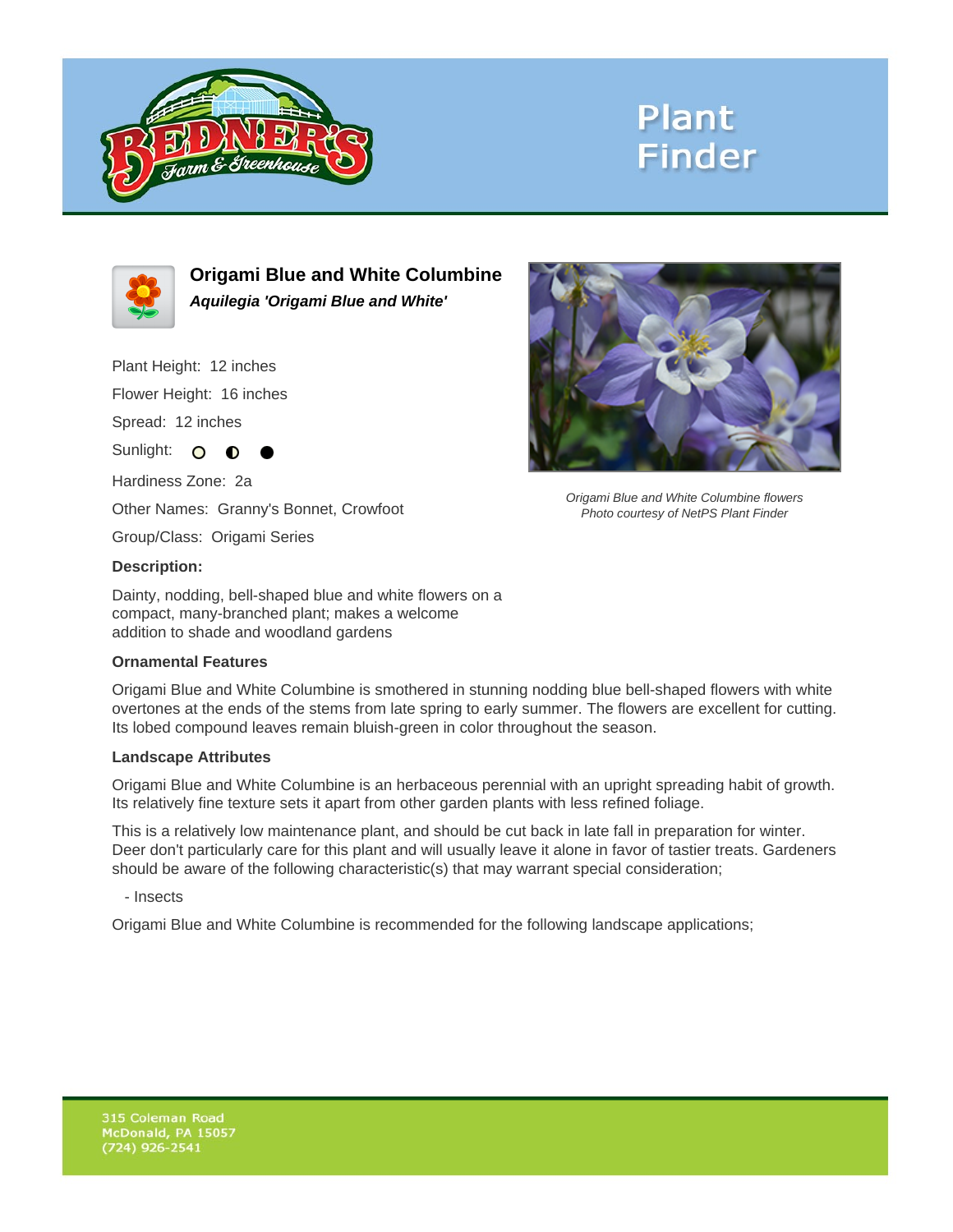# Plant Finder

## Origami Blue and White Columbine

***Aquilegia 'Origami Blue and White'***

Plant Height: 12 inches

Flower Height: 16 inches

Spread: 12 inches

Sunlight: ○ ◐ ●

Hardiness Zone: 2a

Other Names: Granny's Bonnet, Crowfoot

Group/Class: Origami Series

*Origami Blue and White Columbine flowers*
*Photo courtesy of NetPS Plant Finder*

**Description:**

Dainty, nodding, bell-shaped blue and white flowers on a compact, many-branched plant; makes a welcome addition to shade and woodland gardens

### Ornamental Features

Origami Blue and White Columbine is smothered in stunning nodding blue bell-shaped flowers with white overtones at the ends of the stems from late spring to early summer. The flowers are excellent for cutting. Its lobed compound leaves remain bluish-green in color throughout the season.

### Landscape Attributes

Origami Blue and White Columbine is an herbaceous perennial with an upright spreading habit of growth. Its relatively fine texture sets it apart from other garden plants with less refined foliage.

This is a relatively low maintenance plant, and should be cut back in late fall in preparation for winter. Deer don't particularly care for this plant and will usually leave it alone in favor of tastier treats. Gardeners should be aware of the following characteristic(s) that may warrant special consideration;

- Insects

Origami Blue and White Columbine is recommended for the following landscape applications;

315 Coleman Road
McDonald, PA 15057
(724) 926-2541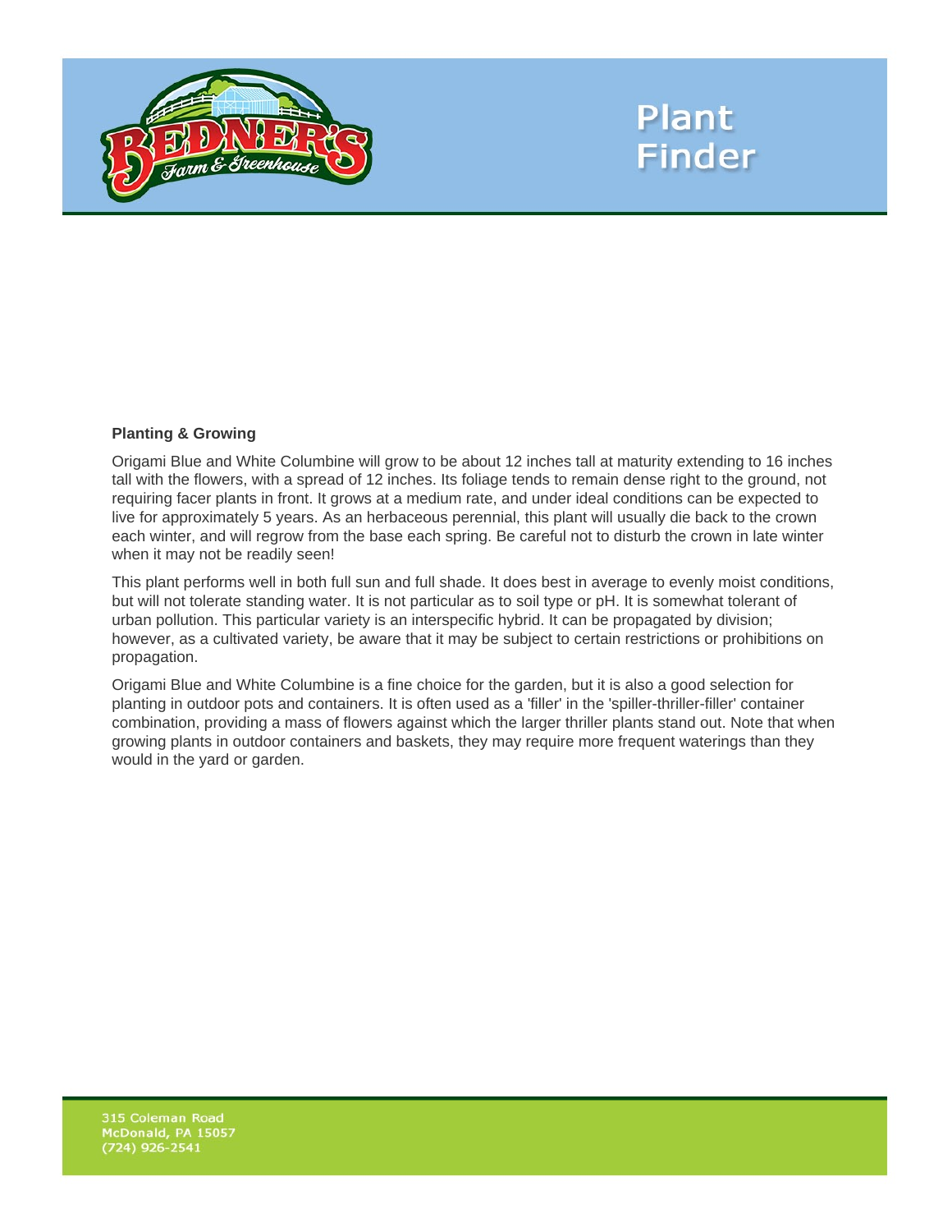**Planting & Growing**

Origami Blue and White Columbine will grow to be about 12 inches tall at maturity extending to 16 inches tall with the flowers, with a spread of 12 inches. Its foliage tends to remain dense right to the ground, not requiring facer plants in front. It grows at a medium rate, and under ideal conditions can be expected to live for approximately 5 years. As an herbaceous perennial, this plant will usually die back to the crown each winter, and will regrow from the base each spring. Be careful not to disturb the crown in late winter when it may not be readily seen!

This plant performs well in both full sun and full shade. It does best in average to evenly moist conditions, but will not tolerate standing water. It is not particular as to soil type or pH. It is somewhat tolerant of urban pollution. This particular variety is an interspecific hybrid. It can be propagated by division; however, as a cultivated variety, be aware that it may be subject to certain restrictions or prohibitions on propagation.

Origami Blue and White Columbine is a fine choice for the garden, but it is also a good selection for planting in outdoor pots and containers. It is often used as a 'filler' in the 'spiller-thriller-filler' container combination, providing a mass of flowers against which the larger thriller plants stand out. Note that when growing plants in outdoor containers and baskets, they may require more frequent waterings than they would in the yard or garden.